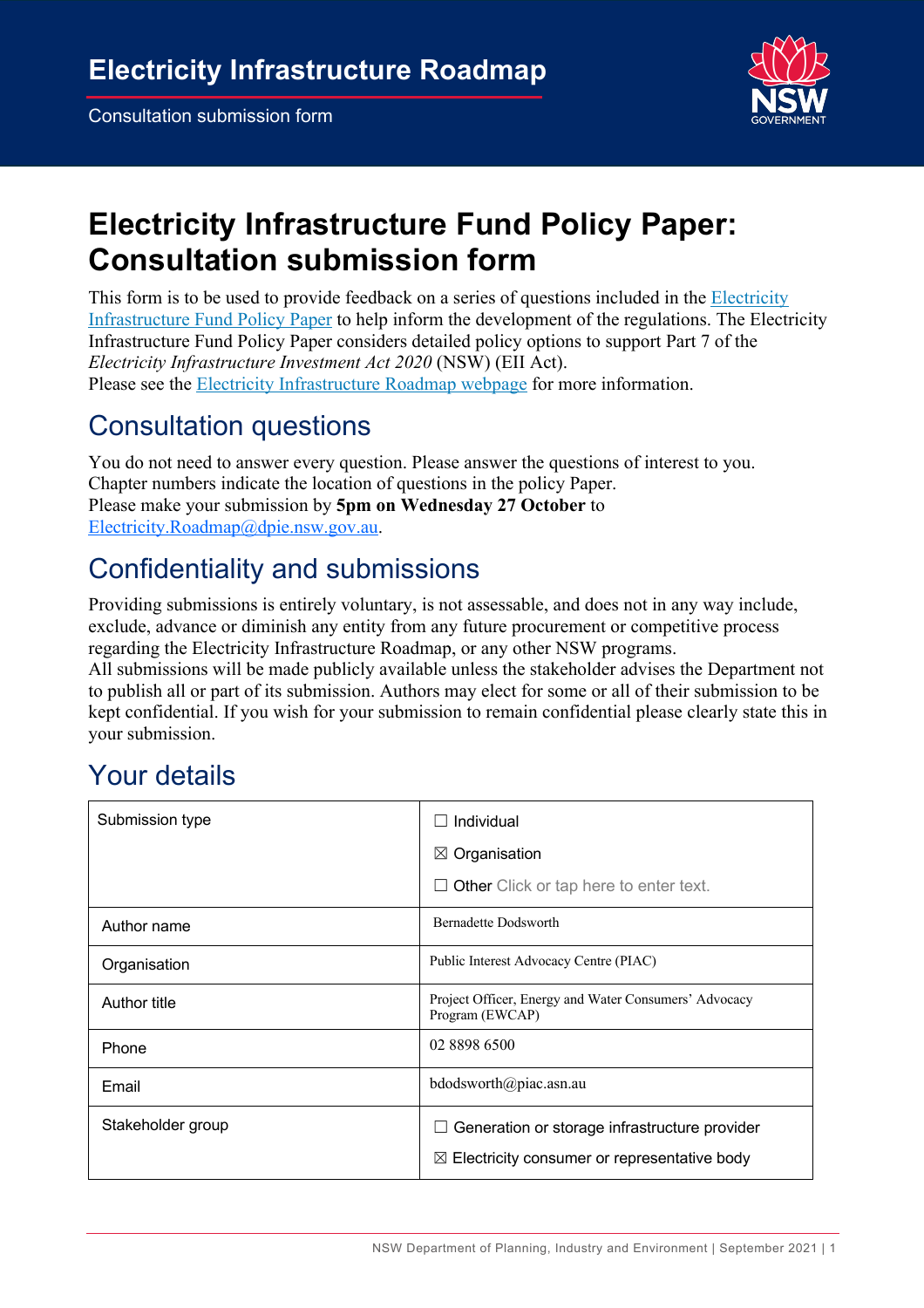# Electricity Infrastructure Roadmap

Consultation submission form

# Electricity Infrastructure Fund Policy Paper: Consultation submission form

This form is to be used to provide feedback on a series of questions included in the Electricity Infrastructure Fund Policy Paper to help inform the development of the regulations. The Electricity Infrastructure Fund Policy Paper considers detailed policy options to support Part 7 of the *Electricity Infrastructure Investment Act 2020* (NSW) (EII Act).
Please see the Electricity Infrastructure Roadmap webpage for more information.

## Consultation questions

You do not need to answer every question. Please answer the questions of interest to you.
Chapter numbers indicate the location of questions in the policy Paper.
Please make your submission by **5pm on Wednesday 27 October** to Electricity.Roadmap@dpie.nsw.gov.au.

## Confidentiality and submissions

Providing submissions is entirely voluntary, is not assessable, and does not in any way include, exclude, advance or diminish any entity from any future procurement or competitive process regarding the Electricity Infrastructure Roadmap, or any other NSW programs.
All submissions will be made publicly available unless the stakeholder advises the Department not to publish all or part of its submission. Authors may elect for some or all of their submission to be kept confidential. If you wish for your submission to remain confidential please clearly state this in your submission.

## Your details

| | |
|---|---|
| Submission type | ☐ Individual<br>☒ Organisation<br>☐ Other Click or tap here to enter text. |
| Author name | Bernadette Dodsworth |
| Organisation | Public Interest Advocacy Centre (PIAC) |
| Author title | Project Officer, Energy and Water Consumers' Advocacy Program (EWCAP) |
| Phone | 02 8898 6500 |
| Email | bdodsworth@piac.asn.au |
| Stakeholder group | ☐ Generation or storage infrastructure provider<br>☒ Electricity consumer or representative body |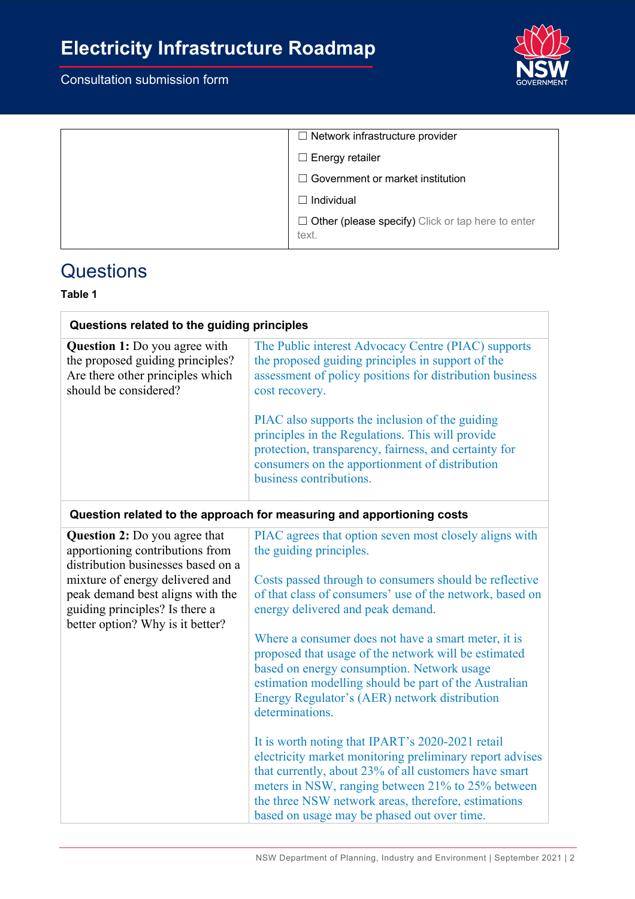# Electricity Infrastructure Roadmap

Consultation submission form

| | |
|---|---|
| | ☐ Network infrastructure provider<br><br>☐ Energy retailer<br><br>☐ Government or market institution<br><br>☐ Individual<br><br>☐ Other (please specify) Click or tap here to enter text. |

## Questions

**Table 1**

| **Questions related to the guiding principles** | |
|---|---|
| **Question 1:** Do you agree with the proposed guiding principles? Are there other principles which should be considered? | The Public interest Advocacy Centre (PIAC) supports the proposed guiding principles in support of the assessment of policy positions for distribution business cost recovery.<br><br>PIAC also supports the inclusion of the guiding principles in the Regulations. This will provide protection, transparency, fairness, and certainty for consumers on the apportionment of distribution business contributions. |
| **Question related to the approach for measuring and apportioning costs** | |
| **Question 2:** Do you agree that apportioning contributions from distribution businesses based on a mixture of energy delivered and peak demand best aligns with the guiding principles? Is there a better option? Why is it better? | PIAC agrees that option seven most closely aligns with the guiding principles.<br><br>Costs passed through to consumers should be reflective of that class of consumers' use of the network, based on energy delivered and peak demand.<br><br>Where a consumer does not have a smart meter, it is proposed that usage of the network will be estimated based on energy consumption. Network usage estimation modelling should be part of the Australian Energy Regulator's (AER) network distribution determinations.<br><br>It is worth noting that IPART's 2020-2021 retail electricity market monitoring preliminary report advises that currently, about 23% of all customers have smart meters in NSW, ranging between 21% to 25% between the three NSW network areas, therefore, estimations based on usage may be phased out over time. |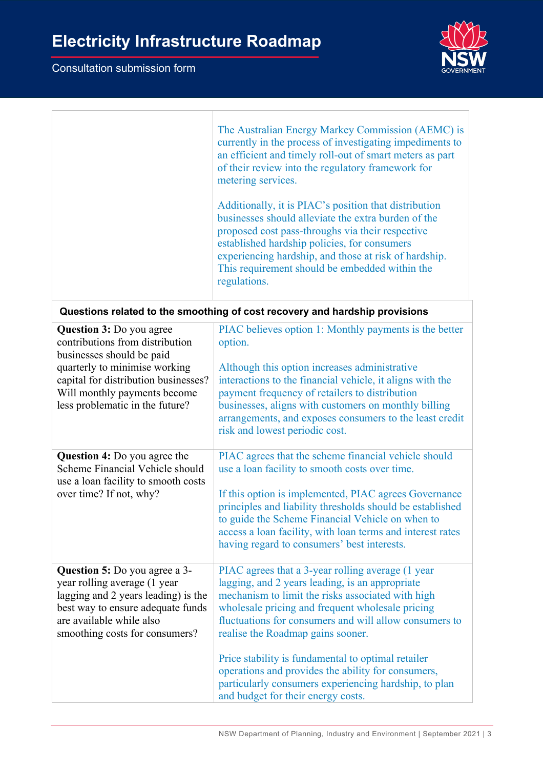|  |  |
| --- | --- |
|  | The Australian Energy Markey Commission (AEMC) is currently in the process of investigating impediments to an efficient and timely roll-out of smart meters as part of their review into the regulatory framework for metering services.<br><br>Additionally, it is PIAC's position that distribution businesses should alleviate the extra burden of the proposed cost pass-throughs via their respective established hardship policies, for consumers experiencing hardship, and those at risk of hardship. This requirement should be embedded within the regulations. |
| **Questions related to the smoothing of cost recovery and hardship provisions** | |
| **Question 3:** Do you agree contributions from distribution businesses should be paid quarterly to minimise working capital for distribution businesses? Will monthly payments become less problematic in the future? | PIAC believes option 1: Monthly payments is the better option.<br><br>Although this option increases administrative interactions to the financial vehicle, it aligns with the payment frequency of retailers to distribution businesses, aligns with customers on monthly billing arrangements, and exposes consumers to the least credit risk and lowest periodic cost. |
| **Question 4:** Do you agree the Scheme Financial Vehicle should use a loan facility to smooth costs over time? If not, why? | PIAC agrees that the scheme financial vehicle should use a loan facility to smooth costs over time.<br><br>If this option is implemented, PIAC agrees Governance principles and liability thresholds should be established to guide the Scheme Financial Vehicle on when to access a loan facility, with loan terms and interest rates having regard to consumers' best interests. |
| **Question 5:** Do you agree a 3-year rolling average (1 year lagging and 2 years leading) is the best way to ensure adequate funds are available while also smoothing costs for consumers? | PIAC agrees that a 3-year rolling average (1 year lagging, and 2 years leading, is an appropriate mechanism to limit the risks associated with high wholesale pricing and frequent wholesale pricing fluctuations for consumers and will allow consumers to realise the Roadmap gains sooner.<br><br>Price stability is fundamental to optimal retailer operations and provides the ability for consumers, particularly consumers experiencing hardship, to plan and budget for their energy costs. |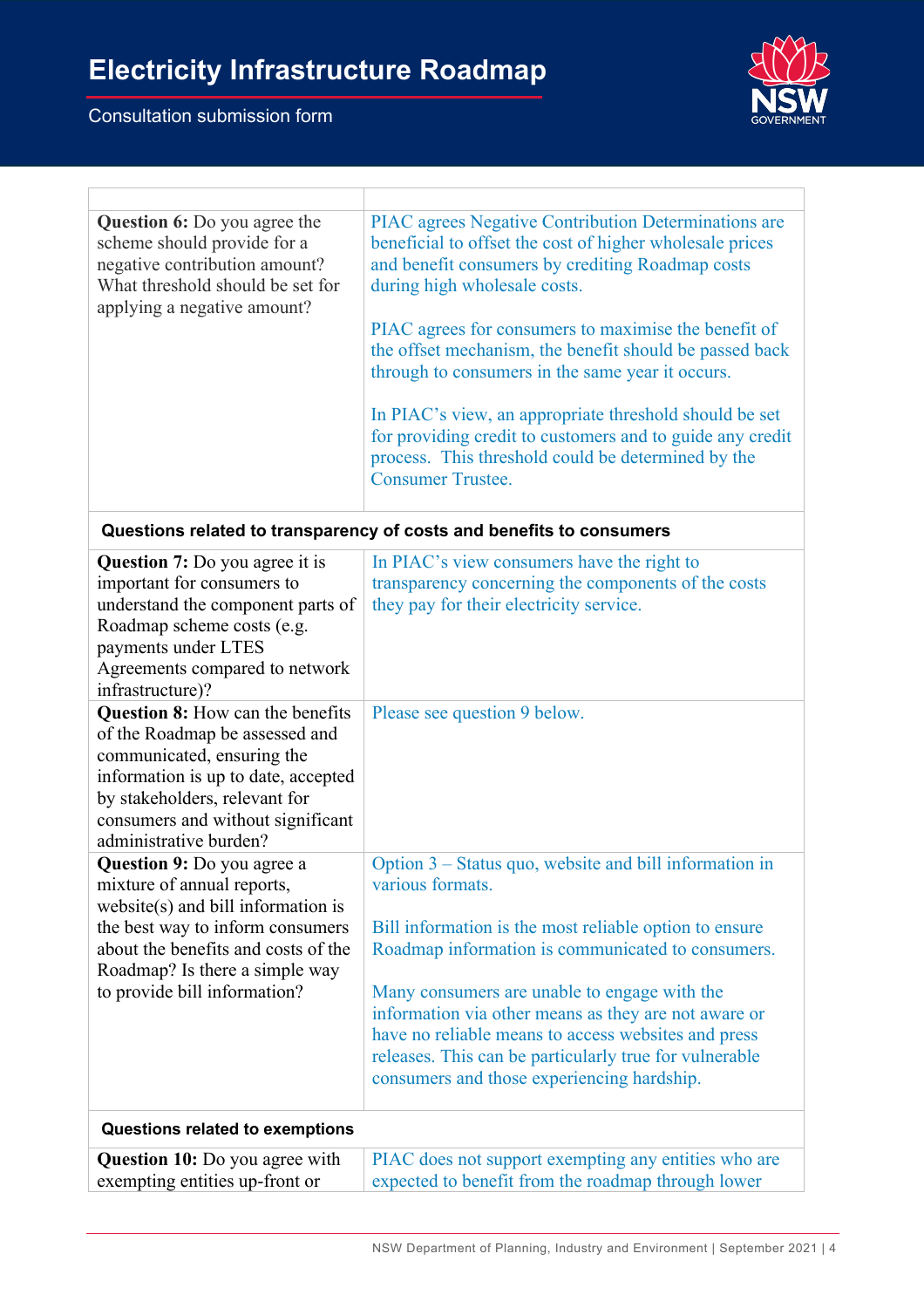| | |
|---|---|
| **Question 6:** Do you agree the scheme should provide for a negative contribution amount? What threshold should be set for applying a negative amount? | PIAC agrees Negative Contribution Determinations are beneficial to offset the cost of higher wholesale prices and benefit consumers by crediting Roadmap costs during high wholesale costs.<br><br>PIAC agrees for consumers to maximise the benefit of the offset mechanism, the benefit should be passed back through to consumers in the same year it occurs.<br><br>In PIAC's view, an appropriate threshold should be set for providing credit to customers and to guide any credit process. This threshold could be determined by the Consumer Trustee. |
| **Questions related to transparency of costs and benefits to consumers** | |
| **Question 7:** Do you agree it is important for consumers to understand the component parts of Roadmap scheme costs (e.g. payments under LTES Agreements compared to network infrastructure)? | In PIAC's view consumers have the right to transparency concerning the components of the costs they pay for their electricity service. |
| **Question 8:** How can the benefits of the Roadmap be assessed and communicated, ensuring the information is up to date, accepted by stakeholders, relevant for consumers and without significant administrative burden? | Please see question 9 below. |
| **Question 9:** Do you agree a mixture of annual reports, website(s) and bill information is the best way to inform consumers about the benefits and costs of the Roadmap? Is there a simple way to provide bill information? | Option 3 – Status quo, website and bill information in various formats.<br><br>Bill information is the most reliable option to ensure Roadmap information is communicated to consumers.<br><br>Many consumers are unable to engage with the information via other means as they are not aware or have no reliable means to access websites and press releases. This can be particularly true for vulnerable consumers and those experiencing hardship. |
| **Questions related to exemptions** | |
| **Question 10:** Do you agree with exempting entities up-front or | PIAC does not support exempting any entities who are expected to benefit from the roadmap through lower |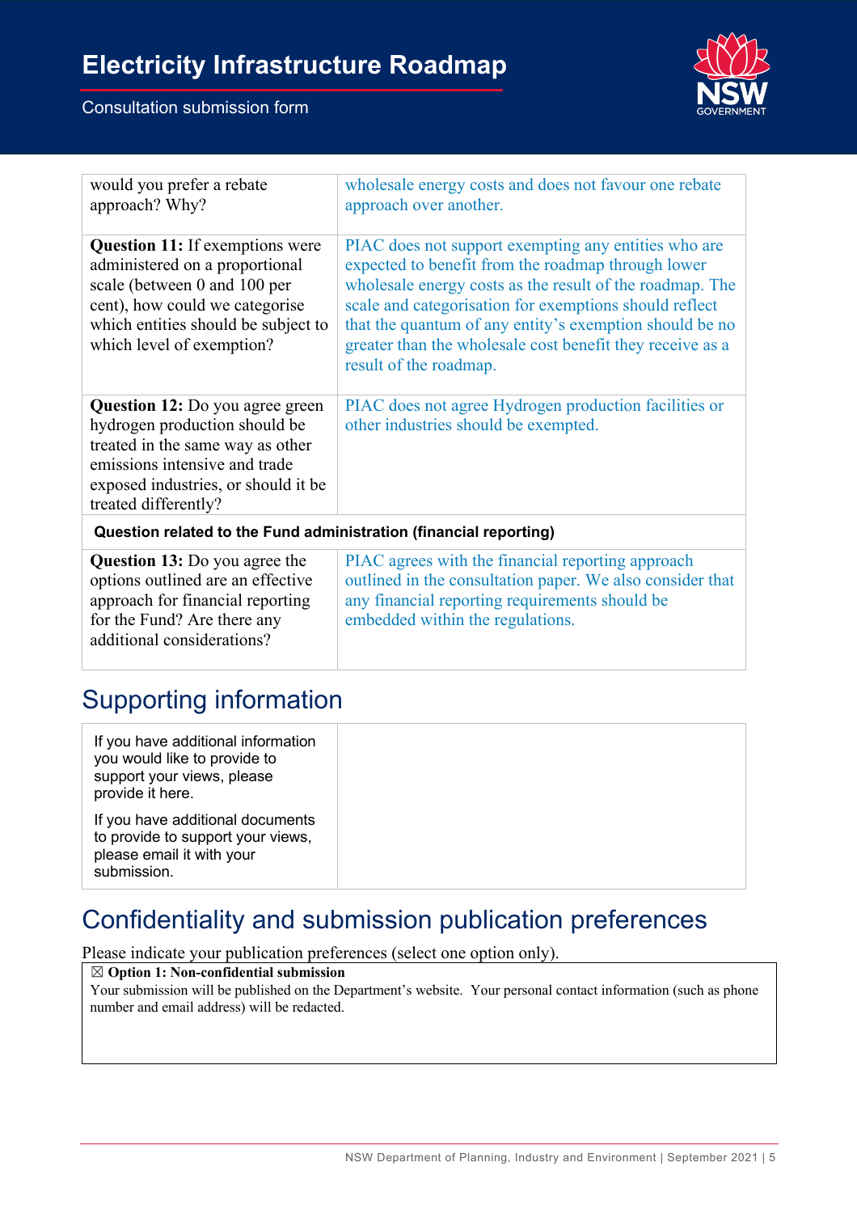| | |
|---|---|
| would you prefer a rebate approach? Why? | wholesale energy costs and does not favour one rebate approach over another. |
| **Question 11:** If exemptions were administered on a proportional scale (between 0 and 100 per cent), how could we categorise which entities should be subject to which level of exemption? | PIAC does not support exempting any entities who are expected to benefit from the roadmap through lower wholesale energy costs as the result of the roadmap. The scale and categorisation for exemptions should reflect that the quantum of any entity's exemption should be no greater than the wholesale cost benefit they receive as a result of the roadmap. |
| **Question 12:** Do you agree green hydrogen production should be treated in the same way as other emissions intensive and trade exposed industries, or should it be treated differently? | PIAC does not agree Hydrogen production facilities or other industries should be exempted. |
| **Question related to the Fund administration (financial reporting)** | |
| **Question 13:** Do you agree the options outlined are an effective approach for financial reporting for the Fund? Are there any additional considerations? | PIAC agrees with the financial reporting approach outlined in the consultation paper. We also consider that any financial reporting requirements should be embedded within the regulations. |

## Supporting information

| | |
|---|---|
| If you have additional information you would like to provide to support your views, please provide it here.<br><br>If you have additional documents to provide to support your views, please email it with your submission. | |

## Confidentiality and submission publication preferences

Please indicate your publication preferences (select one option only).

☒ **Option 1: Non-confidential submission**

Your submission will be published on the Department's website. Your personal contact information (such as phone number and email address) will be redacted.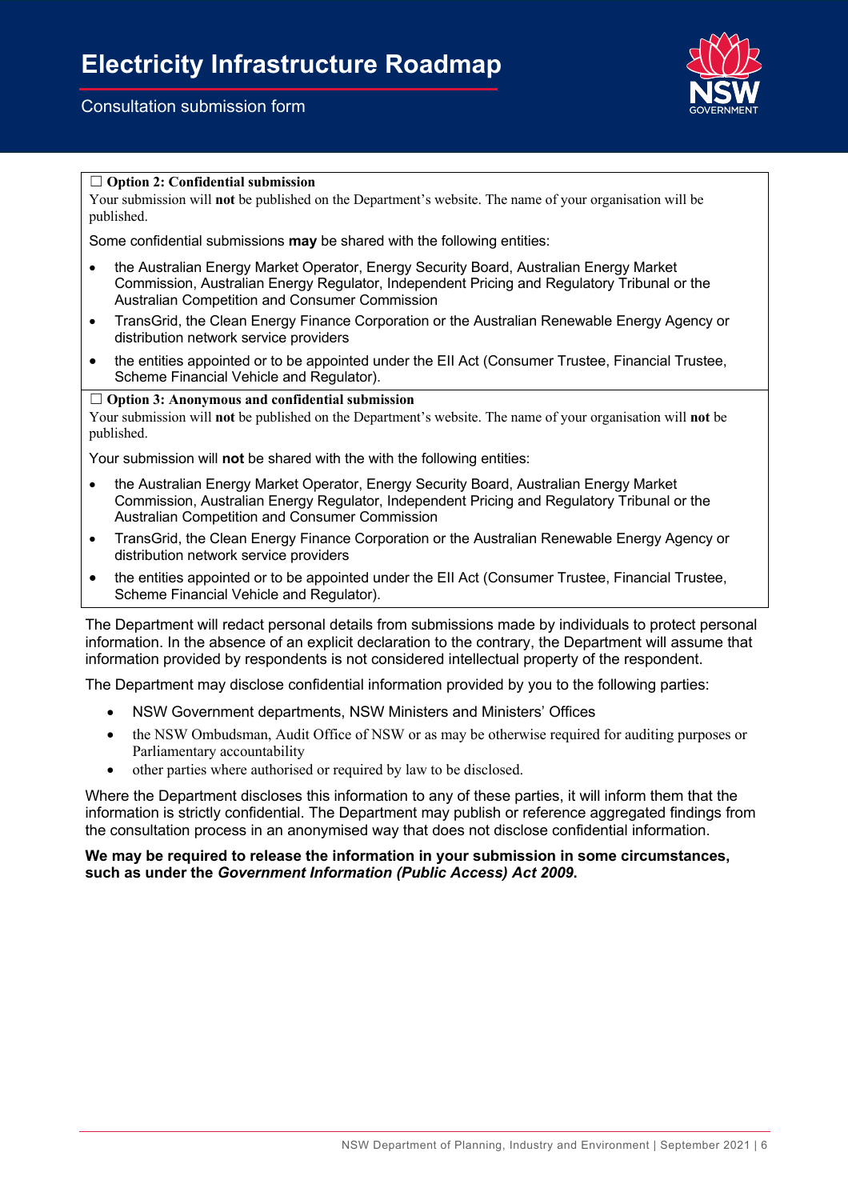☐ **Option 2: Confidential submission**

Your submission will **not** be published on the Department's website. The name of your organisation will be published.

Some confidential submissions **may** be shared with the following entities:

- the Australian Energy Market Operator, Energy Security Board, Australian Energy Market Commission, Australian Energy Regulator, Independent Pricing and Regulatory Tribunal or the Australian Competition and Consumer Commission
- TransGrid, the Clean Energy Finance Corporation or the Australian Renewable Energy Agency or distribution network service providers
- the entities appointed or to be appointed under the EII Act (Consumer Trustee, Financial Trustee, Scheme Financial Vehicle and Regulator).

☐ **Option 3: Anonymous and confidential submission**

Your submission will **not** be published on the Department's website. The name of your organisation will **not** be published.

Your submission will **not** be shared with the with the following entities:

- the Australian Energy Market Operator, Energy Security Board, Australian Energy Market Commission, Australian Energy Regulator, Independent Pricing and Regulatory Tribunal or the Australian Competition and Consumer Commission
- TransGrid, the Clean Energy Finance Corporation or the Australian Renewable Energy Agency or distribution network service providers
- the entities appointed or to be appointed under the EII Act (Consumer Trustee, Financial Trustee, Scheme Financial Vehicle and Regulator).

The Department will redact personal details from submissions made by individuals to protect personal information. In the absence of an explicit declaration to the contrary, the Department will assume that information provided by respondents is not considered intellectual property of the respondent.

The Department may disclose confidential information provided by you to the following parties:

- NSW Government departments, NSW Ministers and Ministers' Offices
- the NSW Ombudsman, Audit Office of NSW or as may be otherwise required for auditing purposes or Parliamentary accountability
- other parties where authorised or required by law to be disclosed.

Where the Department discloses this information to any of these parties, it will inform them that the information is strictly confidential. The Department may publish or reference aggregated findings from the consultation process in an anonymised way that does not disclose confidential information.

**We may be required to release the information in your submission in some circumstances, such as under the *Government Information (Public Access) Act 2009*.**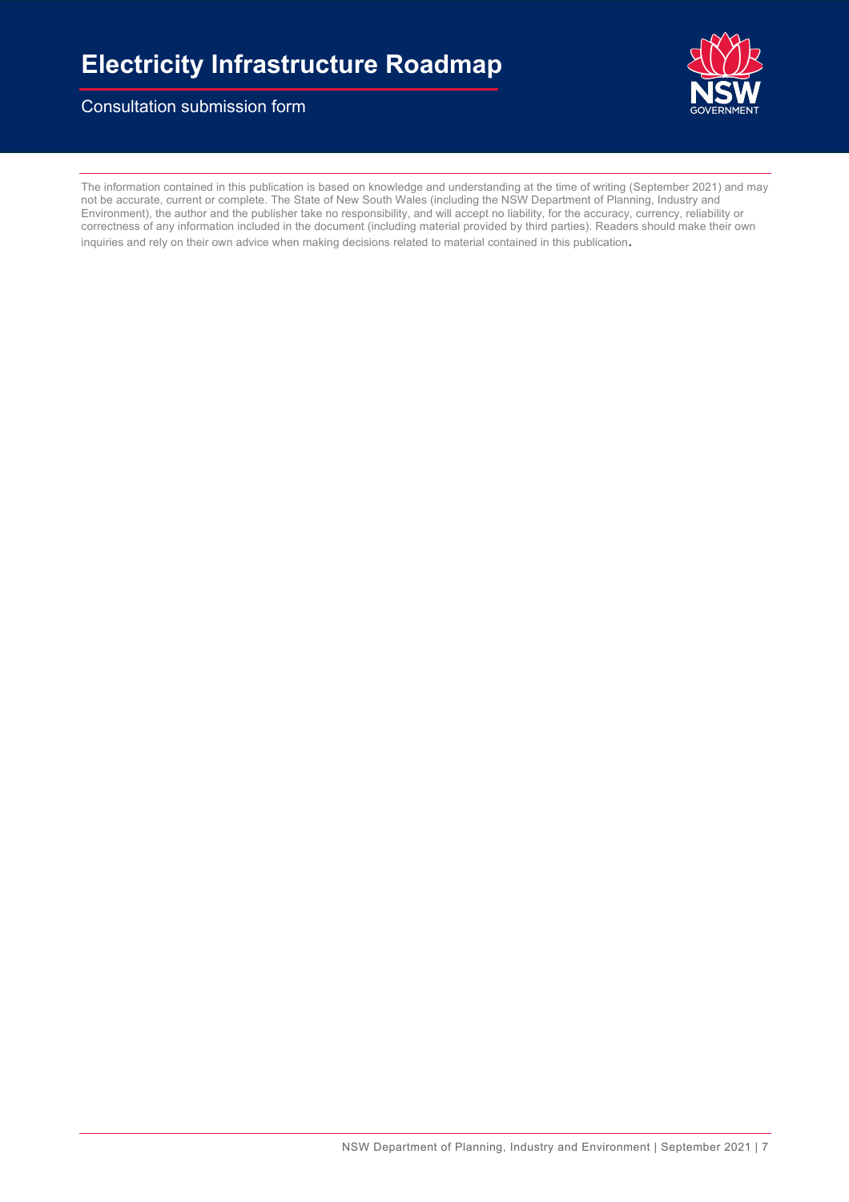# Electricity Infrastructure Roadmap

Consultation submission form

The information contained in this publication is based on knowledge and understanding at the time of writing (September 2021) and may not be accurate, current or complete. The State of New South Wales (including the NSW Department of Planning, Industry and Environment), the author and the publisher take no responsibility, and will accept no liability, for the accuracy, currency, reliability or correctness of any information included in the document (including material provided by third parties). Readers should make their own inquiries and rely on their own advice when making decisions related to material contained in this publication.